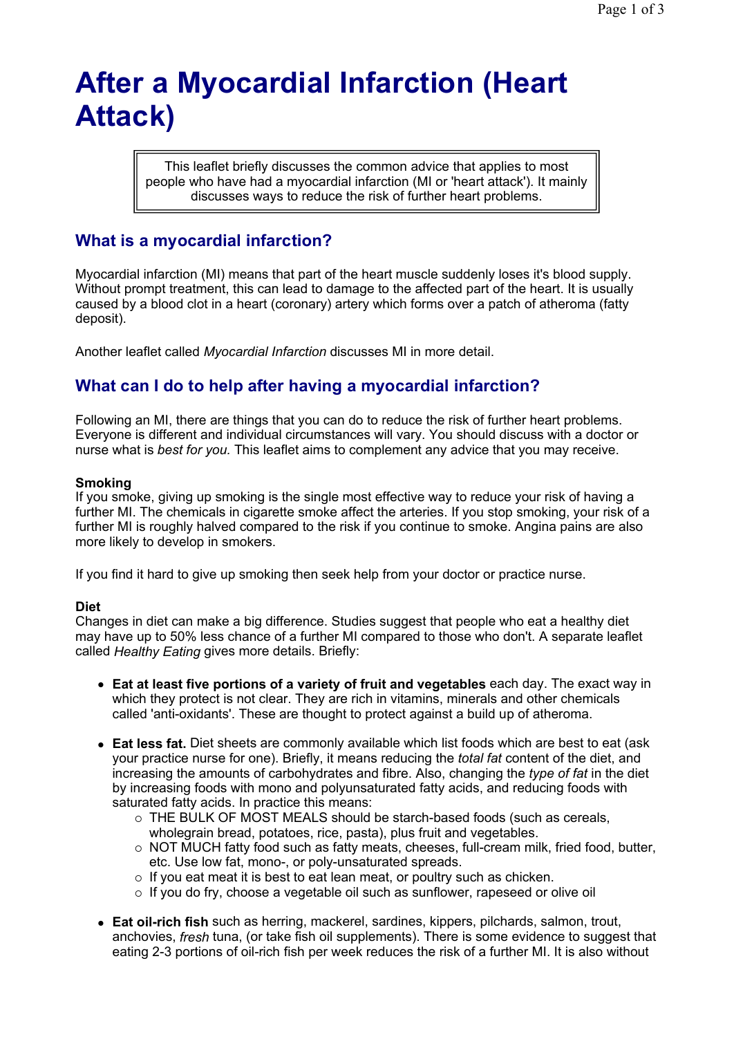# After a Myocardial Infarction (Heart Attack)

This leaflet briefly discusses the common advice that applies to most people who have had a myocardial infarction (MI or 'heart attack'). It mainly discusses ways to reduce the risk of further heart problems.

## What is a myocardial infarction?

Myocardial infarction (MI) means that part of the heart muscle suddenly loses it's blood supply. Without prompt treatment, this can lead to damage to the affected part of the heart. It is usually caused by a blood clot in a heart (coronary) artery which forms over a patch of atheroma (fatty deposit).

Another leaflet called *Myocardial Infarction* discusses MI in more detail.

## What can I do to help after having a myocardial infarction?

Following an MI, there are things that you can do to reduce the risk of further heart problems. Everyone is different and individual circumstances will vary. You should discuss with a doctor or nurse what is *best for you.* This leaflet aims to complement any advice that you may receive.

**Smoking**

If you smoke, giving up smoking is the single most effective way to reduce your risk of having a further MI. The chemicals in cigarette smoke affect the arteries. If you stop smoking, your risk of a further MI is roughly halved compared to the risk if you continue to smoke. Angina pains are also more likely to develop in smokers.

If you find it hard to give up smoking then seek help from your doctor or practice nurse.

**Diet**

Changes in diet can make a big difference. Studies suggest that people who eat a healthy diet may have up to 50% less chance of a further MI compared to those who don't. A separate leaflet called *Healthy Eating* gives more details. Briefly:

- **Eat at least five portions of a variety of fruit and vegetables** each day. The exact way in which they protect is not clear. They are rich in vitamins, minerals and other chemicals called 'anti-oxidants'. These are thought to protect against a build up of atheroma.
- **Eat less fat.** Diet sheets are commonly available which list foods which are best to eat (ask your practice nurse for one). Briefly, it means reducing the *total fat* content of the diet, and increasing the amounts of carbohydrates and fibre. Also, changing the *type of fat* in the diet by increasing foods with mono and polyunsaturated fatty acids, and reducing foods with saturated fatty acids. In practice this means:
  - THE BULK OF MOST MEALS should be starch-based foods (such as cereals, wholegrain bread, potatoes, rice, pasta), plus fruit and vegetables.
  - NOT MUCH fatty food such as fatty meats, cheeses, full-cream milk, fried food, butter, etc. Use low fat, mono-, or poly-unsaturated spreads.
  - If you eat meat it is best to eat lean meat, or poultry such as chicken.
  - If you do fry, choose a vegetable oil such as sunflower, rapeseed or olive oil
- **Eat oil-rich fish** such as herring, mackerel, sardines, kippers, pilchards, salmon, trout, anchovies, *fresh* tuna, (or take fish oil supplements). There is some evidence to suggest that eating 2-3 portions of oil-rich fish per week reduces the risk of a further MI. It is also without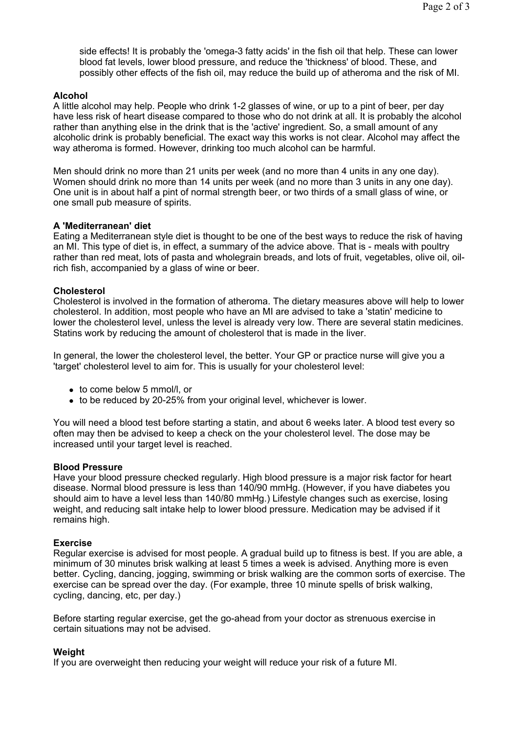side effects! It is probably the 'omega-3 fatty acids' in the fish oil that help. These can lower blood fat levels, lower blood pressure, and reduce the 'thickness' of blood. These, and possibly other effects of the fish oil, may reduce the build up of atheroma and the risk of MI.

**Alcohol**

A little alcohol may help. People who drink 1-2 glasses of wine, or up to a pint of beer, per day have less risk of heart disease compared to those who do not drink at all. It is probably the alcohol rather than anything else in the drink that is the 'active' ingredient. So, a small amount of any alcoholic drink is probably beneficial. The exact way this works is not clear. Alcohol may affect the way atheroma is formed. However, drinking too much alcohol can be harmful.

Men should drink no more than 21 units per week (and no more than 4 units in any one day). Women should drink no more than 14 units per week (and no more than 3 units in any one day). One unit is in about half a pint of normal strength beer, or two thirds of a small glass of wine, or one small pub measure of spirits.

**A 'Mediterranean' diet**

Eating a Mediterranean style diet is thought to be one of the best ways to reduce the risk of having an MI. This type of diet is, in effect, a summary of the advice above. That is - meals with poultry rather than red meat, lots of pasta and wholegrain breads, and lots of fruit, vegetables, olive oil, oil-rich fish, accompanied by a glass of wine or beer.

**Cholesterol**

Cholesterol is involved in the formation of atheroma. The dietary measures above will help to lower cholesterol. In addition, most people who have an MI are advised to take a 'statin' medicine to lower the cholesterol level, unless the level is already very low. There are several statin medicines. Statins work by reducing the amount of cholesterol that is made in the liver.

In general, the lower the cholesterol level, the better. Your GP or practice nurse will give you a 'target' cholesterol level to aim for. This is usually for your cholesterol level:

- to come below 5 mmol/l, or
- to be reduced by 20-25% from your original level, whichever is lower.

You will need a blood test before starting a statin, and about 6 weeks later. A blood test every so often may then be advised to keep a check on the your cholesterol level. The dose may be increased until your target level is reached.

**Blood Pressure**

Have your blood pressure checked regularly. High blood pressure is a major risk factor for heart disease. Normal blood pressure is less than 140/90 mmHg. (However, if you have diabetes you should aim to have a level less than 140/80 mmHg.) Lifestyle changes such as exercise, losing weight, and reducing salt intake help to lower blood pressure. Medication may be advised if it remains high.

**Exercise**

Regular exercise is advised for most people. A gradual build up to fitness is best. If you are able, a minimum of 30 minutes brisk walking at least 5 times a week is advised. Anything more is even better. Cycling, dancing, jogging, swimming or brisk walking are the common sorts of exercise. The exercise can be spread over the day. (For example, three 10 minute spells of brisk walking, cycling, dancing, etc, per day.)

Before starting regular exercise, get the go-ahead from your doctor as strenuous exercise in certain situations may not be advised.

**Weight**

If you are overweight then reducing your weight will reduce your risk of a future MI.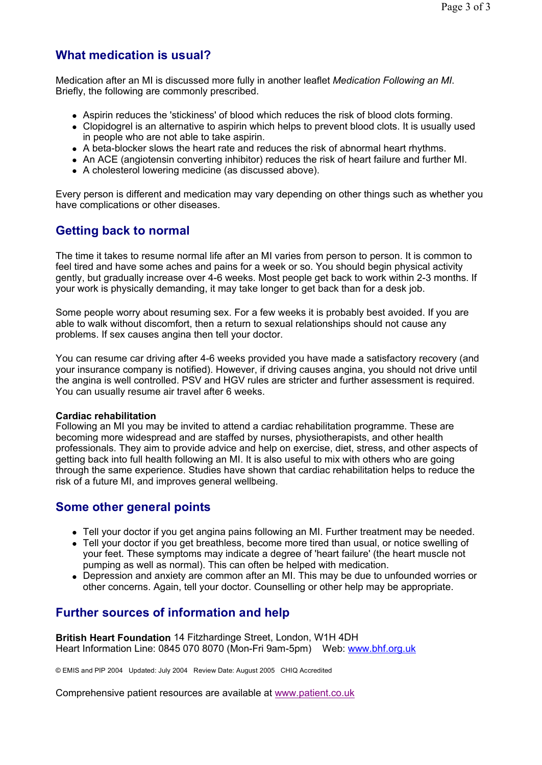## What medication is usual?

Medication after an MI is discussed more fully in another leaflet *Medication Following an MI*. Briefly, the following are commonly prescribed.

- Aspirin reduces the 'stickiness' of blood which reduces the risk of blood clots forming.
- Clopidogrel is an alternative to aspirin which helps to prevent blood clots. It is usually used in people who are not able to take aspirin.
- A beta-blocker slows the heart rate and reduces the risk of abnormal heart rhythms.
- An ACE (angiotensin converting inhibitor) reduces the risk of heart failure and further MI.
- A cholesterol lowering medicine (as discussed above).

Every person is different and medication may vary depending on other things such as whether you have complications or other diseases.

## Getting back to normal

The time it takes to resume normal life after an MI varies from person to person. It is common to feel tired and have some aches and pains for a week or so. You should begin physical activity gently, but gradually increase over 4-6 weeks. Most people get back to work within 2-3 months. If your work is physically demanding, it may take longer to get back than for a desk job.

Some people worry about resuming sex. For a few weeks it is probably best avoided. If you are able to walk without discomfort, then a return to sexual relationships should not cause any problems. If sex causes angina then tell your doctor.

You can resume car driving after 4-6 weeks provided you have made a satisfactory recovery (and your insurance company is notified). However, if driving causes angina, you should not drive until the angina is well controlled. PSV and HGV rules are stricter and further assessment is required. You can usually resume air travel after 6 weeks.

**Cardiac rehabilitation**
Following an MI you may be invited to attend a cardiac rehabilitation programme. These are becoming more widespread and are staffed by nurses, physiotherapists, and other health professionals. They aim to provide advice and help on exercise, diet, stress, and other aspects of getting back into full health following an MI. It is also useful to mix with others who are going through the same experience. Studies have shown that cardiac rehabilitation helps to reduce the risk of a future MI, and improves general wellbeing.

## Some other general points

- Tell your doctor if you get angina pains following an MI. Further treatment may be needed.
- Tell your doctor if you get breathless, become more tired than usual, or notice swelling of your feet. These symptoms may indicate a degree of 'heart failure' (the heart muscle not pumping as well as normal). This can often be helped with medication.
- Depression and anxiety are common after an MI. This may be due to unfounded worries or other concerns. Again, tell your doctor. Counselling or other help may be appropriate.

## Further sources of information and help

**British Heart Foundation** 14 Fitzhardinge Street, London, W1H 4DH
Heart Information Line: 0845 070 8070 (Mon-Fri 9am-5pm) Web: [www.bhf.org.uk](http://www.bhf.org.uk)

© EMIS and PIP 2004 Updated: July 2004 Review Date: August 2005 CHIQ Accredited

Comprehensive patient resources are available at [www.patient.co.uk](http://www.patient.co.uk)